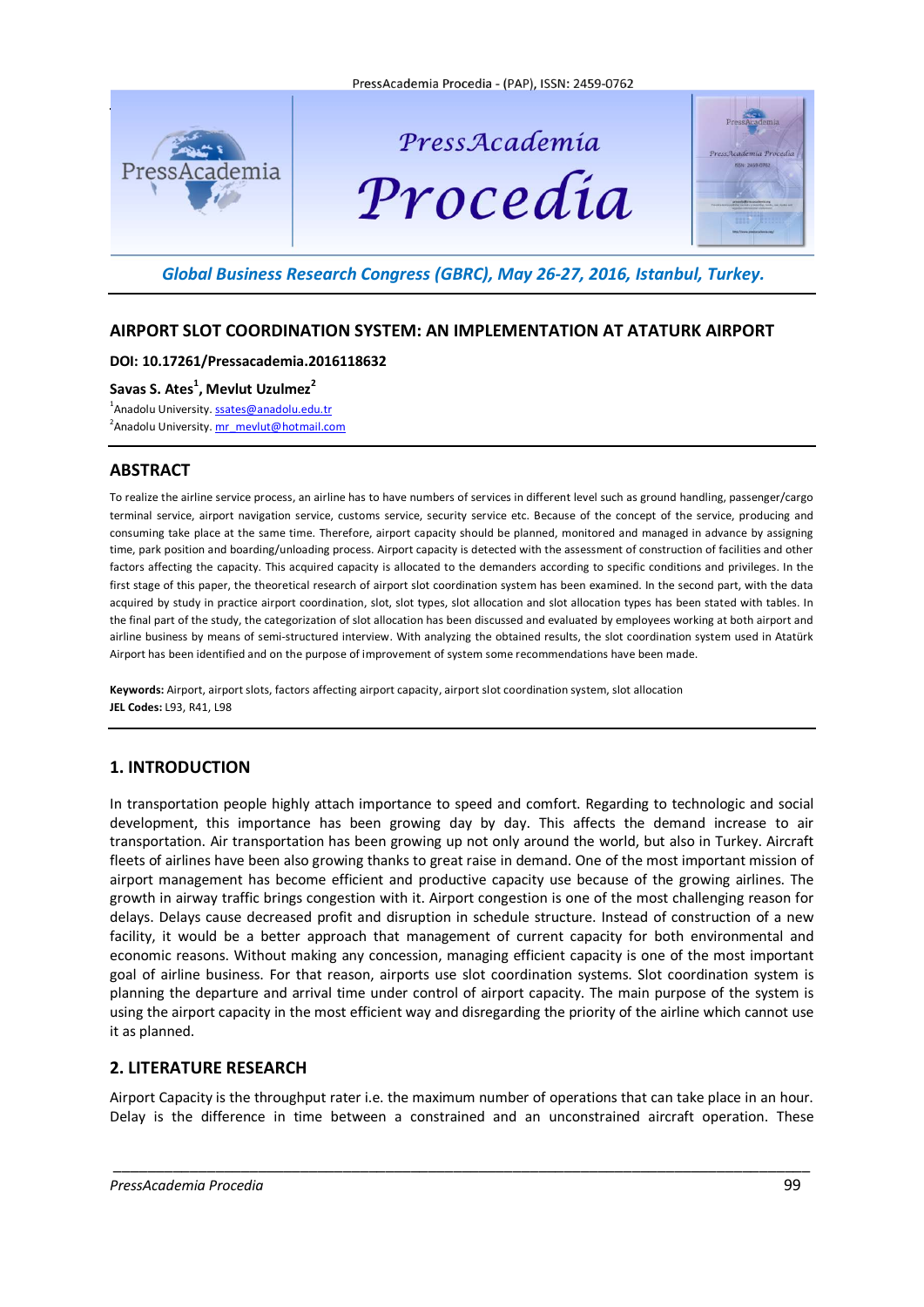Global Business Research Congress (GBRC), May 26-27, 2016, Istanbul, Turkey.

# AIRPORT SLOT COORDINATION SYSTEM: AN IMPLEMENTATION AT ATATURK AIRPORT

**DOI: 10.17261/Pressacademia.2016118632**

**Savas S. Ates[1], Mevlut Uzulmez[2]**

[1]Anadolu University. ssates@anadolu.edu.tr
[2]Anadolu University. mr_mevlut@hotmail.com

## ABSTRACT

To realize the airline service process, an airline has to have numbers of services in different level such as ground handling, passenger/cargo terminal service, airport navigation service, customs service, security service etc. Because of the concept of the service, producing and consuming take place at the same time. Therefore, airport capacity should be planned, monitored and managed in advance by assigning time, park position and boarding/unloading process. Airport capacity is detected with the assessment of construction of facilities and other factors affecting the capacity. This acquired capacity is allocated to the demanders according to specific conditions and privileges. In the first stage of this paper, the theoretical research of airport slot coordination system has been examined. In the second part, with the data acquired by study in practice airport coordination, slot, slot types, slot allocation and slot allocation types has been stated with tables. In the final part of the study, the categorization of slot allocation has been discussed and evaluated by employees working at both airport and airline business by means of semi-structured interview. With analyzing the obtained results, the slot coordination system used in Atatürk Airport has been identified and on the purpose of improvement of system some recommendations have been made.

**Keywords:** Airport, airport slots, factors affecting airport capacity, airport slot coordination system, slot allocation
**JEL Codes:** L93, R41, L98

## 1. INTRODUCTION

In transportation people highly attach importance to speed and comfort. Regarding to technologic and social development, this importance has been growing day by day. This affects the demand increase to air transportation. Air transportation has been growing up not only around the world, but also in Turkey. Aircraft fleets of airlines have been also growing thanks to great raise in demand. One of the most important mission of airport management has become efficient and productive capacity use because of the growing airlines. The growth in airway traffic brings congestion with it. Airport congestion is one of the most challenging reason for delays. Delays cause decreased profit and disruption in schedule structure. Instead of construction of a new facility, it would be a better approach that management of current capacity for both environmental and economic reasons. Without making any concession, managing efficient capacity is one of the most important goal of airline business. For that reason, airports use slot coordination systems. Slot coordination system is planning the departure and arrival time under control of airport capacity. The main purpose of the system is using the airport capacity in the most efficient way and disregarding the priority of the airline which cannot use it as planned.

## 2. LITERATURE RESEARCH

Airport Capacity is the throughput rater i.e. the maximum number of operations that can take place in an hour. Delay is the difference in time between a constrained and an unconstrained aircraft operation. These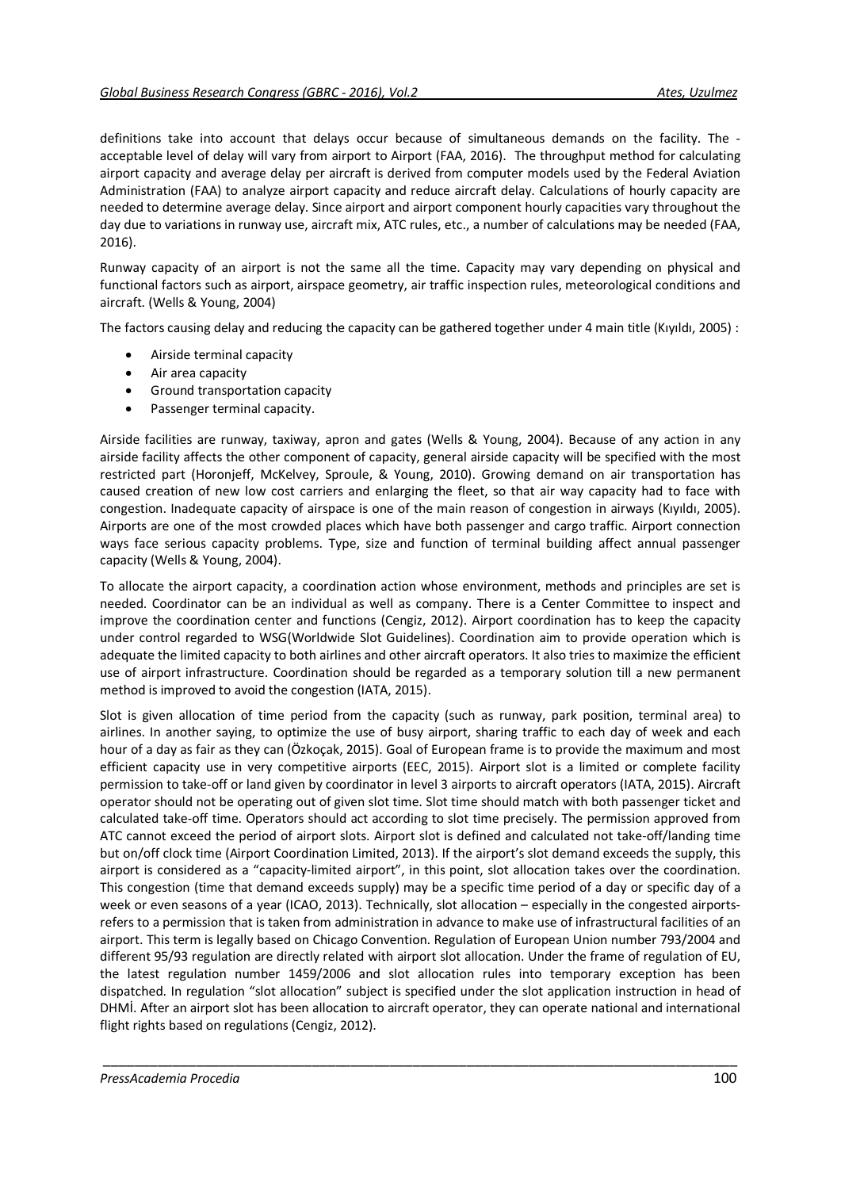definitions take into account that delays occur because of simultaneous demands on the facility. The - acceptable level of delay will vary from airport to Airport (FAA, 2016). The throughput method for calculating airport capacity and average delay per aircraft is derived from computer models used by the Federal Aviation Administration (FAA) to analyze airport capacity and reduce aircraft delay. Calculations of hourly capacity are needed to determine average delay. Since airport and airport component hourly capacities vary throughout the day due to variations in runway use, aircraft mix, ATC rules, etc., a number of calculations may be needed (FAA, 2016).

Runway capacity of an airport is not the same all the time. Capacity may vary depending on physical and functional factors such as airport, airspace geometry, air traffic inspection rules, meteorological conditions and aircraft. (Wells & Young, 2004)

The factors causing delay and reducing the capacity can be gathered together under 4 main title (Kıyıldı, 2005) :

- Airside terminal capacity
- Air area capacity
- Ground transportation capacity
- Passenger terminal capacity.

Airside facilities are runway, taxiway, apron and gates (Wells & Young, 2004). Because of any action in any airside facility affects the other component of capacity, general airside capacity will be specified with the most restricted part (Horonjeff, McKelvey, Sproule, & Young, 2010). Growing demand on air transportation has caused creation of new low cost carriers and enlarging the fleet, so that air way capacity had to face with congestion. Inadequate capacity of airspace is one of the main reason of congestion in airways (Kıyıldı, 2005). Airports are one of the most crowded places which have both passenger and cargo traffic. Airport connection ways face serious capacity problems. Type, size and function of terminal building affect annual passenger capacity (Wells & Young, 2004).

To allocate the airport capacity, a coordination action whose environment, methods and principles are set is needed. Coordinator can be an individual as well as company. There is a Center Committee to inspect and improve the coordination center and functions (Cengiz, 2012). Airport coordination has to keep the capacity under control regarded to WSG(Worldwide Slot Guidelines). Coordination aim to provide operation which is adequate the limited capacity to both airlines and other aircraft operators. It also tries to maximize the efficient use of airport infrastructure. Coordination should be regarded as a temporary solution till a new permanent method is improved to avoid the congestion (IATA, 2015).

Slot is given allocation of time period from the capacity (such as runway, park position, terminal area) to airlines. In another saying, to optimize the use of busy airport, sharing traffic to each day of week and each hour of a day as fair as they can (Özkoçak, 2015). Goal of European frame is to provide the maximum and most efficient capacity use in very competitive airports (EEC, 2015). Airport slot is a limited or complete facility permission to take-off or land given by coordinator in level 3 airports to aircraft operators (IATA, 2015). Aircraft operator should not be operating out of given slot time. Slot time should match with both passenger ticket and calculated take-off time. Operators should act according to slot time precisely. The permission approved from ATC cannot exceed the period of airport slots. Airport slot is defined and calculated not take-off/landing time but on/off clock time (Airport Coordination Limited, 2013). If the airport's slot demand exceeds the supply, this airport is considered as a "capacity-limited airport", in this point, slot allocation takes over the coordination. This congestion (time that demand exceeds supply) may be a specific time period of a day or specific day of a week or even seasons of a year (ICAO, 2013). Technically, slot allocation – especially in the congested airports- refers to a permission that is taken from administration in advance to make use of infrastructural facilities of an airport. This term is legally based on Chicago Convention. Regulation of European Union number 793/2004 and different 95/93 regulation are directly related with airport slot allocation. Under the frame of regulation of EU, the latest regulation number 1459/2006 and slot allocation rules into temporary exception has been dispatched. In regulation "slot allocation" subject is specified under the slot application instruction in head of DHMİ. After an airport slot has been allocation to aircraft operator, they can operate national and international flight rights based on regulations (Cengiz, 2012).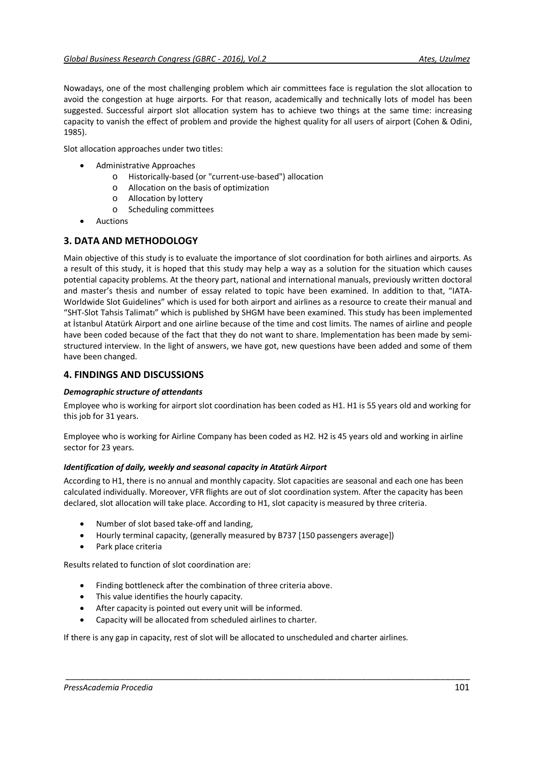Nowadays, one of the most challenging problem which air committees face is regulation the slot allocation to avoid the congestion at huge airports. For that reason, academically and technically lots of model has been suggested. Successful airport slot allocation system has to achieve two things at the same time: increasing capacity to vanish the effect of problem and provide the highest quality for all users of airport (Cohen & Odini, 1985).

Slot allocation approaches under two titles:

- Administrative Approaches
  - Historically-based (or "current-use-based") allocation
  - Allocation on the basis of optimization
  - Allocation by lottery
  - Scheduling committees
- Auctions

## 3. DATA AND METHODOLOGY

Main objective of this study is to evaluate the importance of slot coordination for both airlines and airports. As a result of this study, it is hoped that this study may help a way as a solution for the situation which causes potential capacity problems. At the theory part, national and international manuals, previously written doctoral and master's thesis and number of essay related to topic have been examined. In addition to that, "IATA-Worldwide Slot Guidelines" which is used for both airport and airlines as a resource to create their manual and "SHT-Slot Tahsis Talimatı" which is published by SHGM have been examined. This study has been implemented at İstanbul Atatürk Airport and one airline because of the time and cost limits. The names of airline and people have been coded because of the fact that they do not want to share. Implementation has been made by semi-structured interview. In the light of answers, we have got, new questions have been added and some of them have been changed.

## 4. FINDINGS AND DISCUSSIONS

### *Demographic structure of attendants*

Employee who is working for airport slot coordination has been coded as H1. H1 is 55 years old and working for this job for 31 years.

Employee who is working for Airline Company has been coded as H2. H2 is 45 years old and working in airline sector for 23 years.

### *Identification of daily, weekly and seasonal capacity in Atatürk Airport*

According to H1, there is no annual and monthly capacity. Slot capacities are seasonal and each one has been calculated individually. Moreover, VFR flights are out of slot coordination system. After the capacity has been declared, slot allocation will take place. According to H1, slot capacity is measured by three criteria.

- Number of slot based take-off and landing,
- Hourly terminal capacity, (generally measured by B737 [150 passengers average])
- Park place criteria

Results related to function of slot coordination are:

- Finding bottleneck after the combination of three criteria above.
- This value identifies the hourly capacity.
- After capacity is pointed out every unit will be informed.
- Capacity will be allocated from scheduled airlines to charter.

If there is any gap in capacity, rest of slot will be allocated to unscheduled and charter airlines.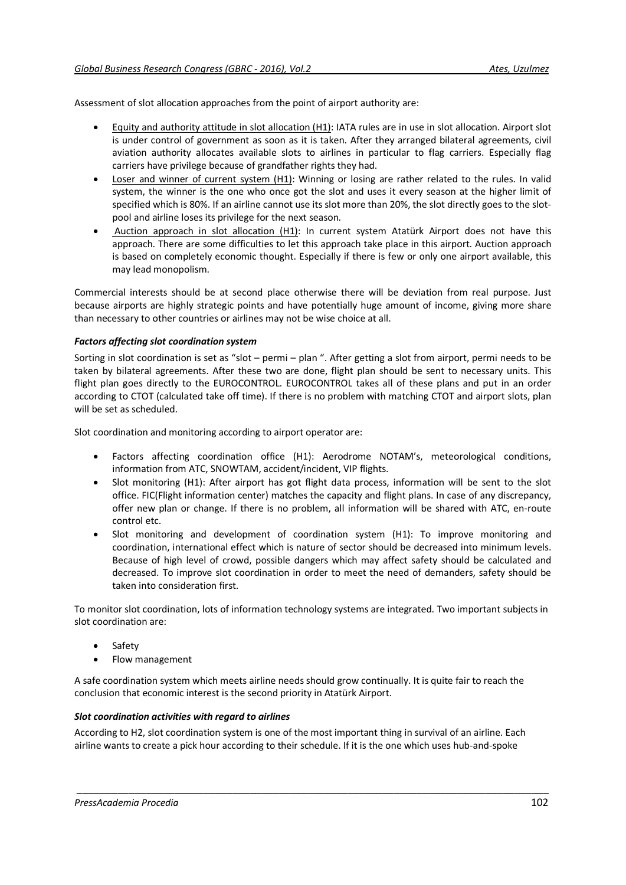Assessment of slot allocation approaches from the point of airport authority are:

- <u>Equity and authority attitude in slot allocation (H1)</u>: IATA rules are in use in slot allocation. Airport slot is under control of government as soon as it is taken. After they arranged bilateral agreements, civil aviation authority allocates available slots to airlines in particular to flag carriers. Especially flag carriers have privilege because of grandfather rights they had.
- <u>Loser and winner of current system (H1)</u>: Winning or losing are rather related to the rules. In valid system, the winner is the one who once got the slot and uses it every season at the higher limit of specified which is 80%. If an airline cannot use its slot more than 20%, the slot directly goes to the slot-pool and airline loses its privilege for the next season.
- <u>Auction approach in slot allocation (H1)</u>: In current system Atatürk Airport does not have this approach. There are some difficulties to let this approach take place in this airport. Auction approach is based on completely economic thought. Especially if there is few or only one airport available, this may lead monopolism.

Commercial interests should be at second place otherwise there will be deviation from real purpose. Just because airports are highly strategic points and have potentially huge amount of income, giving more share than necessary to other countries or airlines may not be wise choice at all.

***Factors affecting slot coordination system***

Sorting in slot coordination is set as "slot – permi – plan ". After getting a slot from airport, permi needs to be taken by bilateral agreements. After these two are done, flight plan should be sent to necessary units. This flight plan goes directly to the EUROCONTROL. EUROCONTROL takes all of these plans and put in an order according to CTOT (calculated take off time). If there is no problem with matching CTOT and airport slots, plan will be set as scheduled.

Slot coordination and monitoring according to airport operator are:

- Factors affecting coordination office (H1): Aerodrome NOTAM's, meteorological conditions, information from ATC, SNOWTAM, accident/incident, VIP flights.
- Slot monitoring (H1): After airport has got flight data process, information will be sent to the slot office. FIC(Flight information center) matches the capacity and flight plans. In case of any discrepancy, offer new plan or change. If there is no problem, all information will be shared with ATC, en-route control etc.
- Slot monitoring and development of coordination system (H1): To improve monitoring and coordination, international effect which is nature of sector should be decreased into minimum levels. Because of high level of crowd, possible dangers which may affect safety should be calculated and decreased. To improve slot coordination in order to meet the need of demanders, safety should be taken into consideration first.

To monitor slot coordination, lots of information technology systems are integrated. Two important subjects in slot coordination are:

- Safety
- Flow management

A safe coordination system which meets airline needs should grow continually. It is quite fair to reach the conclusion that economic interest is the second priority in Atatürk Airport.

***Slot coordination activities with regard to airlines***

According to H2, slot coordination system is one of the most important thing in survival of an airline. Each airline wants to create a pick hour according to their schedule. If it is the one which uses hub-and-spoke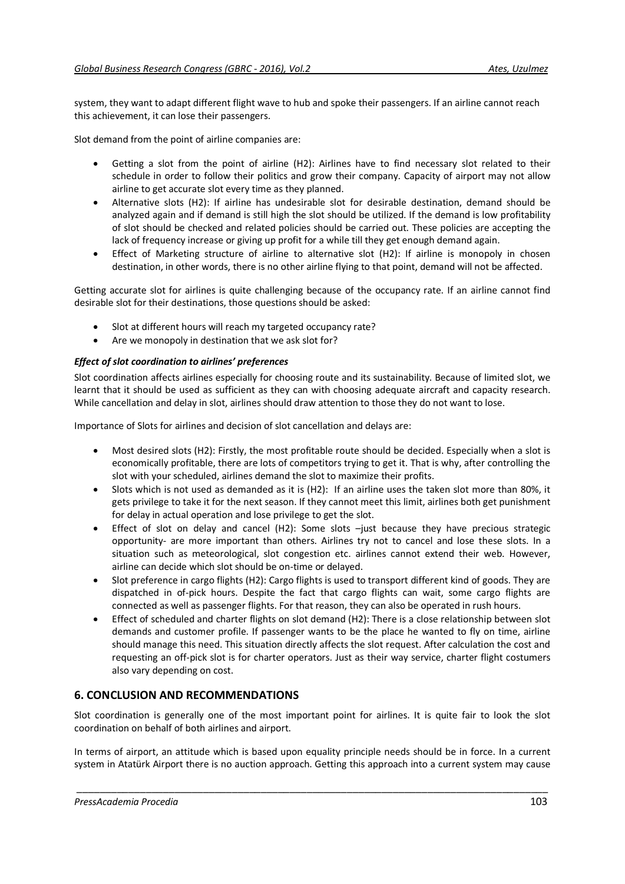system, they want to adapt different flight wave to hub and spoke their passengers. If an airline cannot reach this achievement, it can lose their passengers.

Slot demand from the point of airline companies are:

- Getting a slot from the point of airline (H2): Airlines have to find necessary slot related to their schedule in order to follow their politics and grow their company. Capacity of airport may not allow airline to get accurate slot every time as they planned.
- Alternative slots (H2): If airline has undesirable slot for desirable destination, demand should be analyzed again and if demand is still high the slot should be utilized. If the demand is low profitability of slot should be checked and related policies should be carried out. These policies are accepting the lack of frequency increase or giving up profit for a while till they get enough demand again.
- Effect of Marketing structure of airline to alternative slot (H2): If airline is monopoly in chosen destination, in other words, there is no other airline flying to that point, demand will not be affected.

Getting accurate slot for airlines is quite challenging because of the occupancy rate. If an airline cannot find desirable slot for their destinations, those questions should be asked:

- Slot at different hours will reach my targeted occupancy rate?
- Are we monopoly in destination that we ask slot for?

***Effect of slot coordination to airlines' preferences***

Slot coordination affects airlines especially for choosing route and its sustainability. Because of limited slot, we learnt that it should be used as sufficient as they can with choosing adequate aircraft and capacity research. While cancellation and delay in slot, airlines should draw attention to those they do not want to lose.

Importance of Slots for airlines and decision of slot cancellation and delays are:

- Most desired slots (H2): Firstly, the most profitable route should be decided. Especially when a slot is economically profitable, there are lots of competitors trying to get it. That is why, after controlling the slot with your scheduled, airlines demand the slot to maximize their profits.
- Slots which is not used as demanded as it is (H2): If an airline uses the taken slot more than 80%, it gets privilege to take it for the next season. If they cannot meet this limit, airlines both get punishment for delay in actual operation and lose privilege to get the slot.
- Effect of slot on delay and cancel (H2): Some slots –just because they have precious strategic opportunity- are more important than others. Airlines try not to cancel and lose these slots. In a situation such as meteorological, slot congestion etc. airlines cannot extend their web. However, airline can decide which slot should be on-time or delayed.
- Slot preference in cargo flights (H2): Cargo flights is used to transport different kind of goods. They are dispatched in of-pick hours. Despite the fact that cargo flights can wait, some cargo flights are connected as well as passenger flights. For that reason, they can also be operated in rush hours.
- Effect of scheduled and charter flights on slot demand (H2): There is a close relationship between slot demands and customer profile. If passenger wants to be the place he wanted to fly on time, airline should manage this need. This situation directly affects the slot request. After calculation the cost and requesting an off-pick slot is for charter operators. Just as their way service, charter flight costumers also vary depending on cost.

## 6. CONCLUSION AND RECOMMENDATIONS

Slot coordination is generally one of the most important point for airlines. It is quite fair to look the slot coordination on behalf of both airlines and airport.

In terms of airport, an attitude which is based upon equality principle needs should be in force. In a current system in Atatürk Airport there is no auction approach. Getting this approach into a current system may cause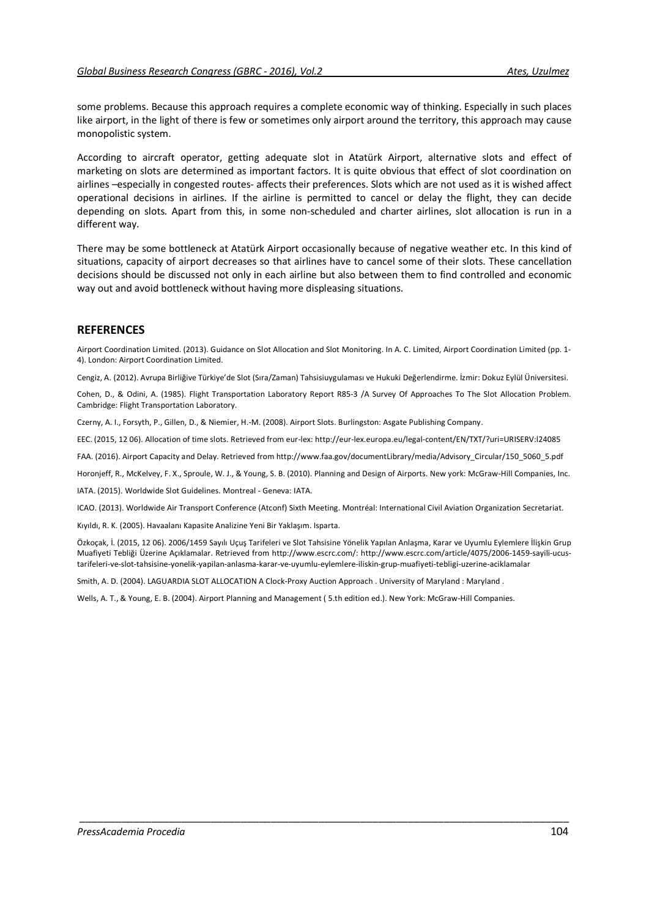some problems. Because this approach requires a complete economic way of thinking. Especially in such places like airport, in the light of there is few or sometimes only airport around the territory, this approach may cause monopolistic system.

According to aircraft operator, getting adequate slot in Atatürk Airport, alternative slots and effect of marketing on slots are determined as important factors. It is quite obvious that effect of slot coordination on airlines –especially in congested routes- affects their preferences. Slots which are not used as it is wished affect operational decisions in airlines. If the airline is permitted to cancel or delay the flight, they can decide depending on slots. Apart from this, in some non-scheduled and charter airlines, slot allocation is run in a different way.

There may be some bottleneck at Atatürk Airport occasionally because of negative weather etc. In this kind of situations, capacity of airport decreases so that airlines have to cancel some of their slots. These cancellation decisions should be discussed not only in each airline but also between them to find controlled and economic way out and avoid bottleneck without having more displeasing situations.

## REFERENCES

Airport Coordination Limited. (2013). Guidance on Slot Allocation and Slot Monitoring. In A. C. Limited, Airport Coordination Limited (pp. 1-4). London: Airport Coordination Limited.

Cengiz, A. (2012). Avrupa Birliğive Türkiye'de Slot (Sıra/Zaman) Tahsisiuygulaması ve Hukuki Değerlendirme. İzmir: Dokuz Eylül Üniversitesi.

Cohen, D., & Odini, A. (1985). Flight Transportation Laboratory Report R85-3 /A Survey Of Approaches To The Slot Allocation Problem. Cambridge: Flight Transportation Laboratory.

Czerny, A. I., Forsyth, P., Gillen, D., & Niemier, H.-M. (2008). Airport Slots. Burlingston: Asgate Publishing Company.

EEC. (2015, 12 06). Allocation of time slots. Retrieved from eur-lex: http://eur-lex.europa.eu/legal-content/EN/TXT/?uri=URISERV:l24085

FAA. (2016). Airport Capacity and Delay. Retrieved from http://www.faa.gov/documentLibrary/media/Advisory_Circular/150_5060_5.pdf

Horonjeff, R., McKelvey, F. X., Sproule, W. J., & Young, S. B. (2010). Planning and Design of Airports. New york: McGraw-Hill Companies, Inc.

IATA. (2015). Worldwide Slot Guidelines. Montreal - Geneva: IATA.

ICAO. (2013). Worldwide Air Transport Conference (Atconf) Sixth Meeting. Montréal: International Civil Aviation Organization Secretariat.

Kıyıldı, R. K. (2005). Havaalanı Kapasite Analizine Yeni Bir Yaklaşım. Isparta.

Özkoçak, İ. (2015, 12 06). 2006/1459 Sayılı Uçuş Tarifeleri ve Slot Tahsisine Yönelik Yapılan Anlaşma, Karar ve Uyumlu Eylemlere İlişkin Grup Muafiyeti Tebliği Üzerine Açıklamalar. Retrieved from http://www.escrc.com/: http://www.escrc.com/article/4075/2006-1459-sayili-ucus-tarifeleri-ve-slot-tahsisine-yonelik-yapilan-anlasma-karar-ve-uyumlu-eylemlere-iliskin-grup-muafiyeti-tebligi-uzerine-aciklamalar

Smith, A. D. (2004). LAGUARDIA SLOT ALLOCATION A Clock-Proxy Auction Approach . University of Maryland : Maryland .

Wells, A. T., & Young, E. B. (2004). Airport Planning and Management ( 5.th edition ed.). New York: McGraw-Hill Companies.